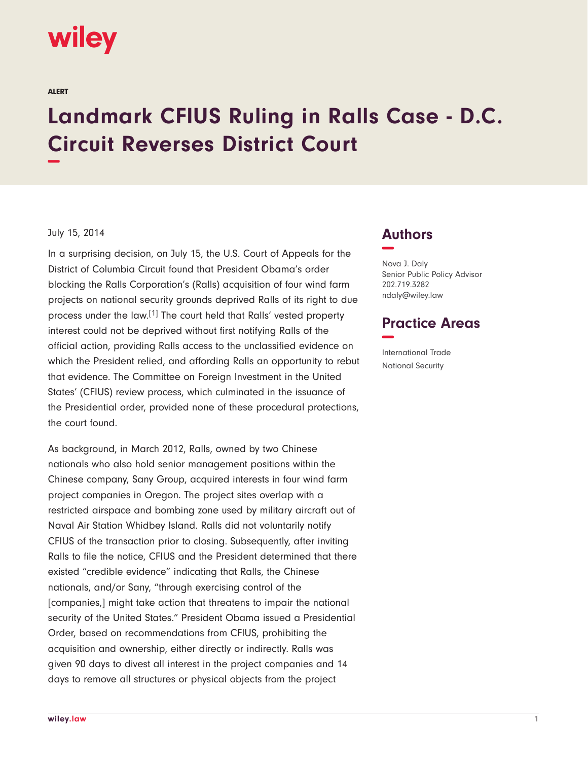ALERT

# Landmark CFIUS Ruling in Ralls Case - D.C. Circuit Reverses District Court

July 15, 2014

In a surprising decision, on July 15, the U.S. Court of Appeals for the District of Columbia Circuit found that President Obama's order blocking the Ralls Corporation's (Ralls) acquisition of four wind farm projects on national security grounds deprived Ralls of its right to due process under the law.[1] The court held that Ralls' vested property interest could not be deprived without first notifying Ralls of the official action, providing Ralls access to the unclassified evidence on which the President relied, and affording Ralls an opportunity to rebut that evidence. The Committee on Foreign Investment in the United States' (CFIUS) review process, which culminated in the issuance of the Presidential order, provided none of these procedural protections, the court found.

As background, in March 2012, Ralls, owned by two Chinese nationals who also hold senior management positions within the Chinese company, Sany Group, acquired interests in four wind farm project companies in Oregon. The project sites overlap with a restricted airspace and bombing zone used by military aircraft out of Naval Air Station Whidbey Island. Ralls did not voluntarily notify CFIUS of the transaction prior to closing. Subsequently, after inviting Ralls to file the notice, CFIUS and the President determined that there existed "credible evidence" indicating that Ralls, the Chinese nationals, and/or Sany, "through exercising control of the [companies,] might take action that threatens to impair the national security of the United States." President Obama issued a Presidential Order, based on recommendations from CFIUS, prohibiting the acquisition and ownership, either directly or indirectly. Ralls was given 90 days to divest all interest in the project companies and 14 days to remove all structures or physical objects from the project

## Authors

Nova J. Daly
Senior Public Policy Advisor
202.719.3282
ndaly@wiley.law

## Practice Areas

International Trade
National Security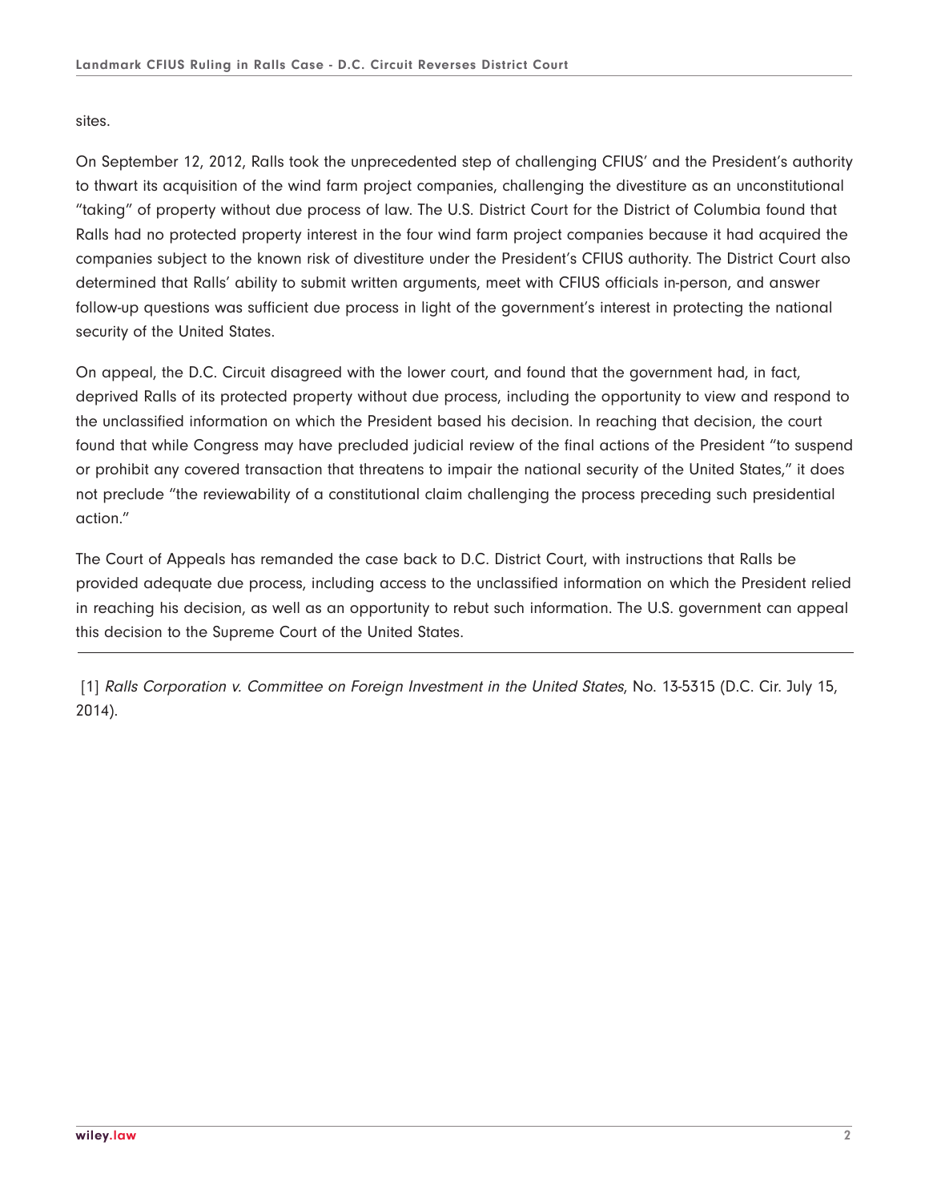sites.

On September 12, 2012, Ralls took the unprecedented step of challenging CFIUS' and the President's authority to thwart its acquisition of the wind farm project companies, challenging the divestiture as an unconstitutional "taking" of property without due process of law. The U.S. District Court for the District of Columbia found that Ralls had no protected property interest in the four wind farm project companies because it had acquired the companies subject to the known risk of divestiture under the President's CFIUS authority. The District Court also determined that Ralls' ability to submit written arguments, meet with CFIUS officials in-person, and answer follow-up questions was sufficient due process in light of the government's interest in protecting the national security of the United States.

On appeal, the D.C. Circuit disagreed with the lower court, and found that the government had, in fact, deprived Ralls of its protected property without due process, including the opportunity to view and respond to the unclassified information on which the President based his decision. In reaching that decision, the court found that while Congress may have precluded judicial review of the final actions of the President "to suspend or prohibit any covered transaction that threatens to impair the national security of the United States," it does not preclude "the reviewability of a constitutional claim challenging the process preceding such presidential action."

The Court of Appeals has remanded the case back to D.C. District Court, with instructions that Ralls be provided adequate due process, including access to the unclassified information on which the President relied in reaching his decision, as well as an opportunity to rebut such information. The U.S. government can appeal this decision to the Supreme Court of the United States.

---

[1] *Ralls Corporation v. Committee on Foreign Investment in the United States*, No. 13-5315 (D.C. Cir. July 15, 2014).